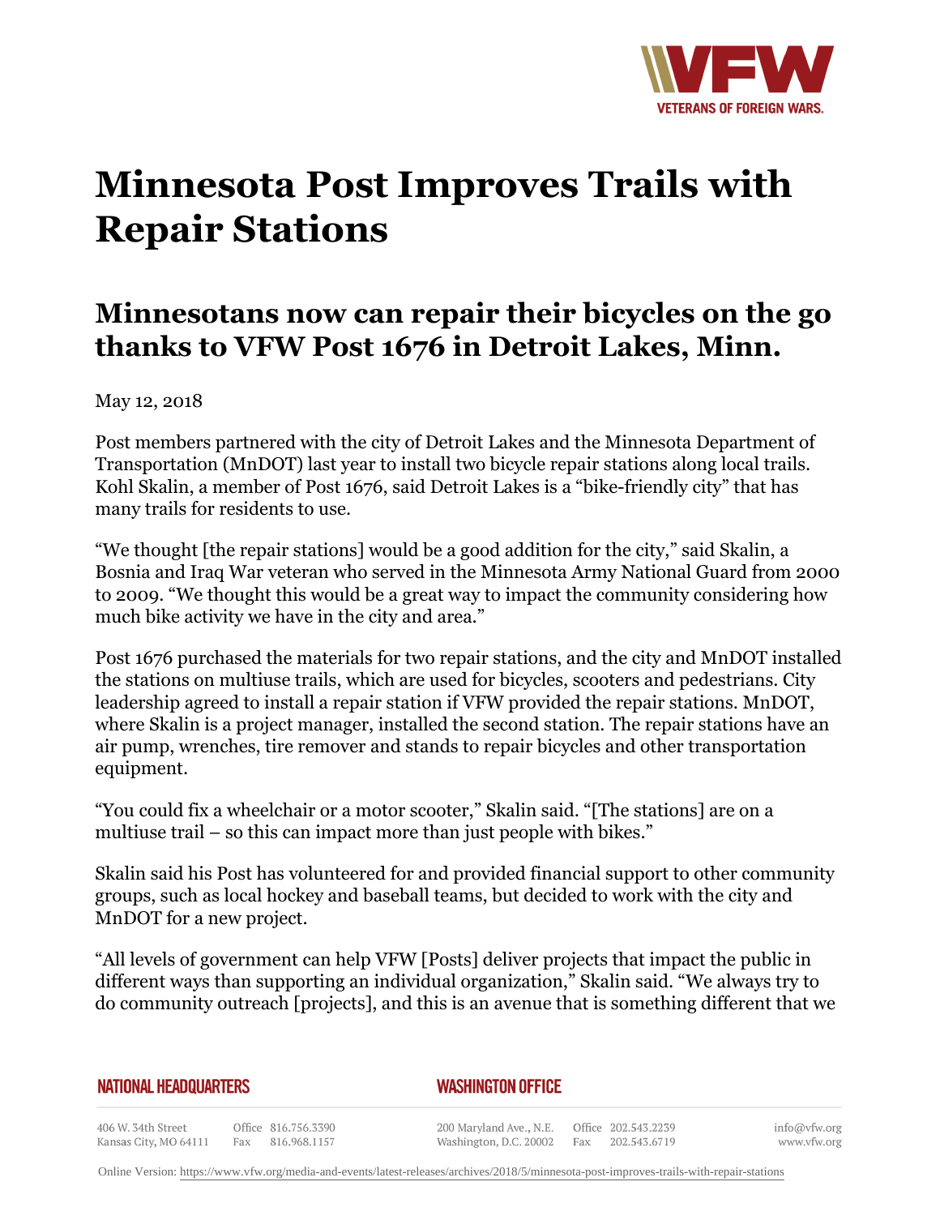# Minnesota Post Improves Trails with Repair Stations

## Minnesotans now can repair their bicycles on the go thanks to VFW Post 1676 in Detroit Lakes, Minn.

May 12, 2018

Post members partnered with the city of Detroit Lakes and the Minnesota Department of Transportation (MnDOT) last year to install two bicycle repair stations along local trails. Kohl Skalin, a member of Post 1676, said Detroit Lakes is a "bike-friendly city" that has many trails for residents to use.

"We thought [the repair stations] would be a good addition for the city," said Skalin, a Bosnia and Iraq War veteran who served in the Minnesota Army National Guard from 2000 to 2009. "We thought this would be a great way to impact the community considering how much bike activity we have in the city and area."

Post 1676 purchased the materials for two repair stations, and the city and MnDOT installed the stations on multiuse trails, which are used for bicycles, scooters and pedestrians. City leadership agreed to install a repair station if VFW provided the repair stations. MnDOT, where Skalin is a project manager, installed the second station. The repair stations have an air pump, wrenches, tire remover and stands to repair bicycles and other transportation equipment.

"You could fix a wheelchair or a motor scooter," Skalin said. "[The stations] are on a multiuse trail – so this can impact more than just people with bikes."

Skalin said his Post has volunteered for and provided financial support to other community groups, such as local hockey and baseball teams, but decided to work with the city and MnDOT for a new project.

"All levels of government can help VFW [Posts] deliver projects that impact the public in different ways than supporting an individual organization," Skalin said. "We always try to do community outreach [projects], and this is an avenue that is something different that we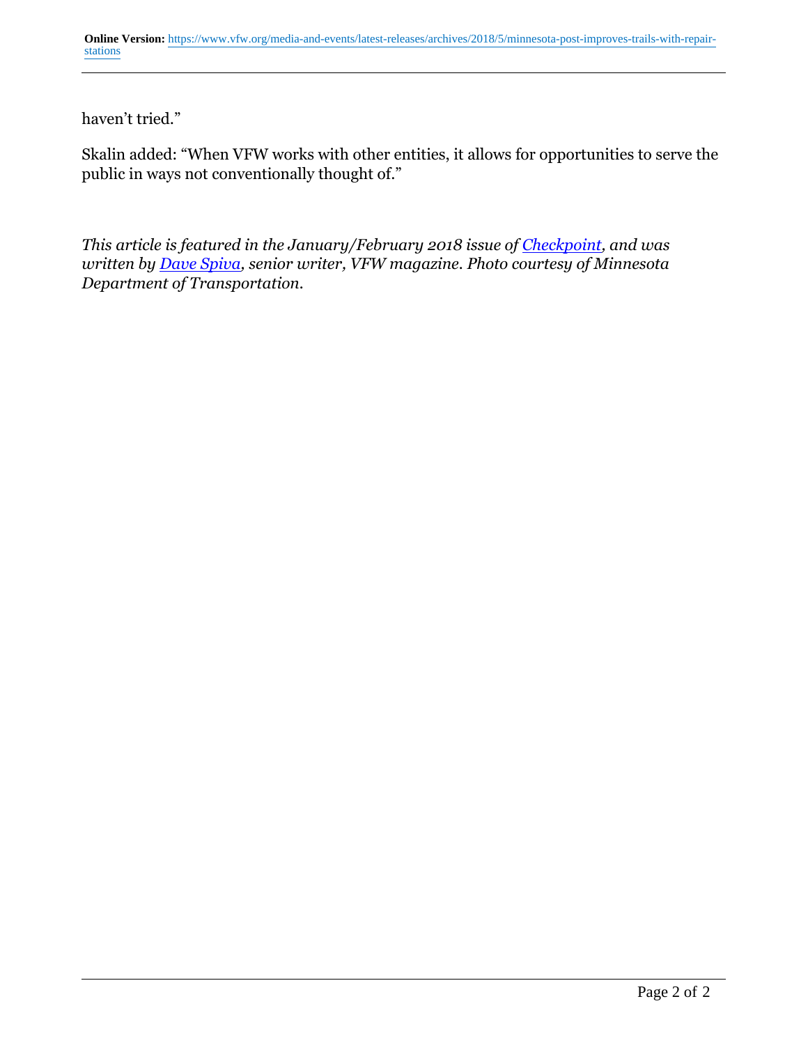haven't tried."

Skalin added: "When VFW works with other entities, it allows for opportunities to serve the public in ways not conventionally thought of."

*This article is featured in the January/February 2018 issue of Checkpoint, and was written by Dave Spiva, senior writer, VFW magazine. Photo courtesy of Minnesota Department of Transportation.*